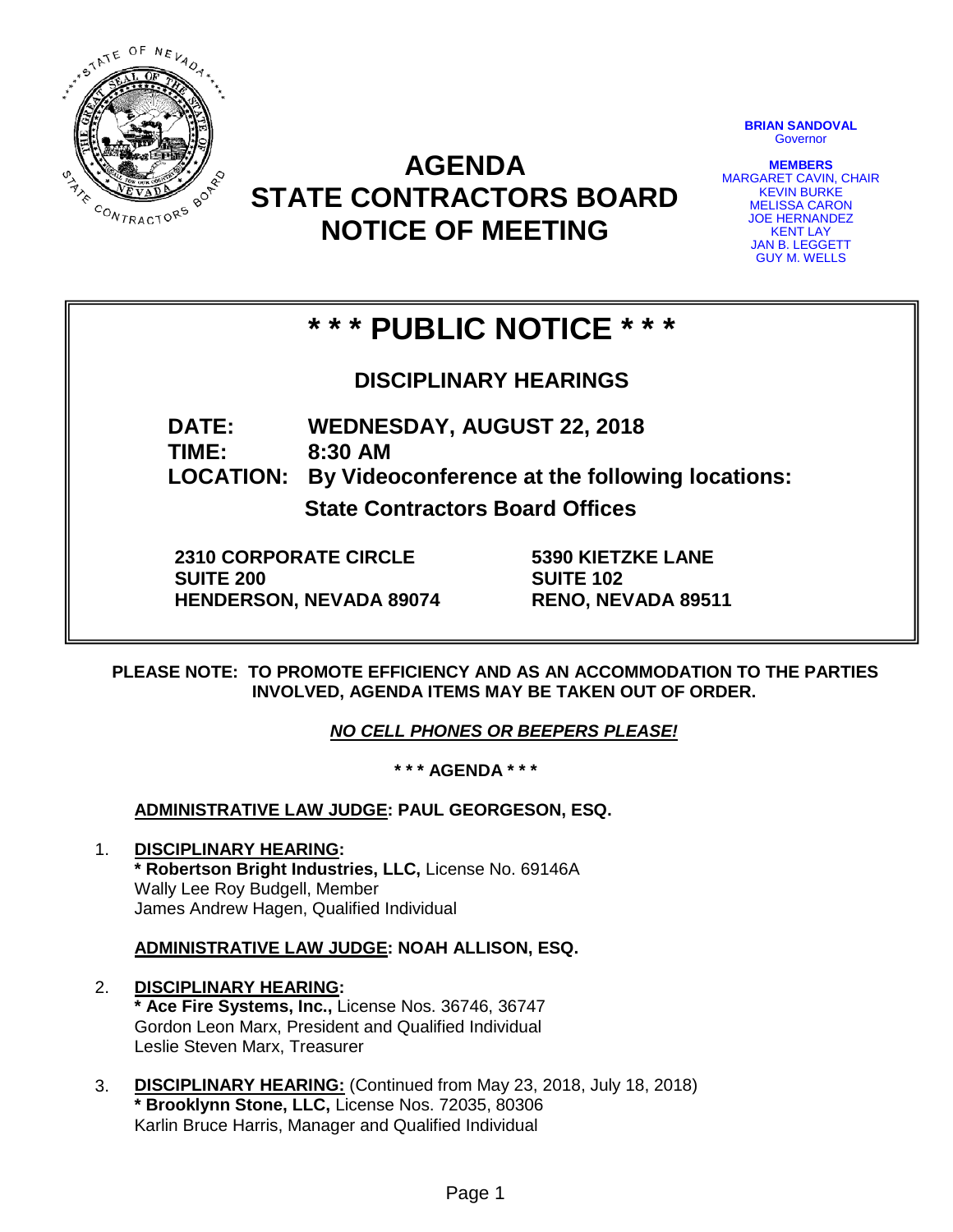# AGENDA
# STATE CONTRACTORS BOARD
# NOTICE OF MEETING

**BRIAN SANDOVAL**
Governor

**MEMBERS**
MARGARET CAVIN, CHAIR
KEVIN BURKE
MELISSA CARON
JOE HERNANDEZ
KENT LAY
JAN B. LEGGETT
GUY M. WELLS

## * * * PUBLIC NOTICE * * *

### DISCIPLINARY HEARINGS

**DATE:** WEDNESDAY, AUGUST 22, 2018
**TIME:** 8:30 AM
**LOCATION:** By Videoconference at the following locations:

**State Contractors Board Offices**

**2310 CORPORATE CIRCLE**
**SUITE 200**
**HENDERSON, NEVADA 89074**

**5390 KIETZKE LANE**
**SUITE 102**
**RENO, NEVADA 89511**

**PLEASE NOTE: TO PROMOTE EFFICIENCY AND AS AN ACCOMMODATION TO THE PARTIES INVOLVED, AGENDA ITEMS MAY BE TAKEN OUT OF ORDER.**

***NO CELL PHONES OR BEEPERS PLEASE!***

**\* \* \* AGENDA \* \* \***

**ADMINISTRATIVE LAW JUDGE: PAUL GEORGESON, ESQ.**

1. **DISCIPLINARY HEARING:**
   **\* Robertson Bright Industries, LLC,** License No. 69146A
   Wally Lee Roy Budgell, Member
   James Andrew Hagen, Qualified Individual

**ADMINISTRATIVE LAW JUDGE: NOAH ALLISON, ESQ.**

2. **DISCIPLINARY HEARING:**
   **\* Ace Fire Systems, Inc.,** License Nos. 36746, 36747
   Gordon Leon Marx, President and Qualified Individual
   Leslie Steven Marx, Treasurer

3. **DISCIPLINARY HEARING:** (Continued from May 23, 2018, July 18, 2018)
   **\* Brooklynn Stone, LLC,** License Nos. 72035, 80306
   Karlin Bruce Harris, Manager and Qualified Individual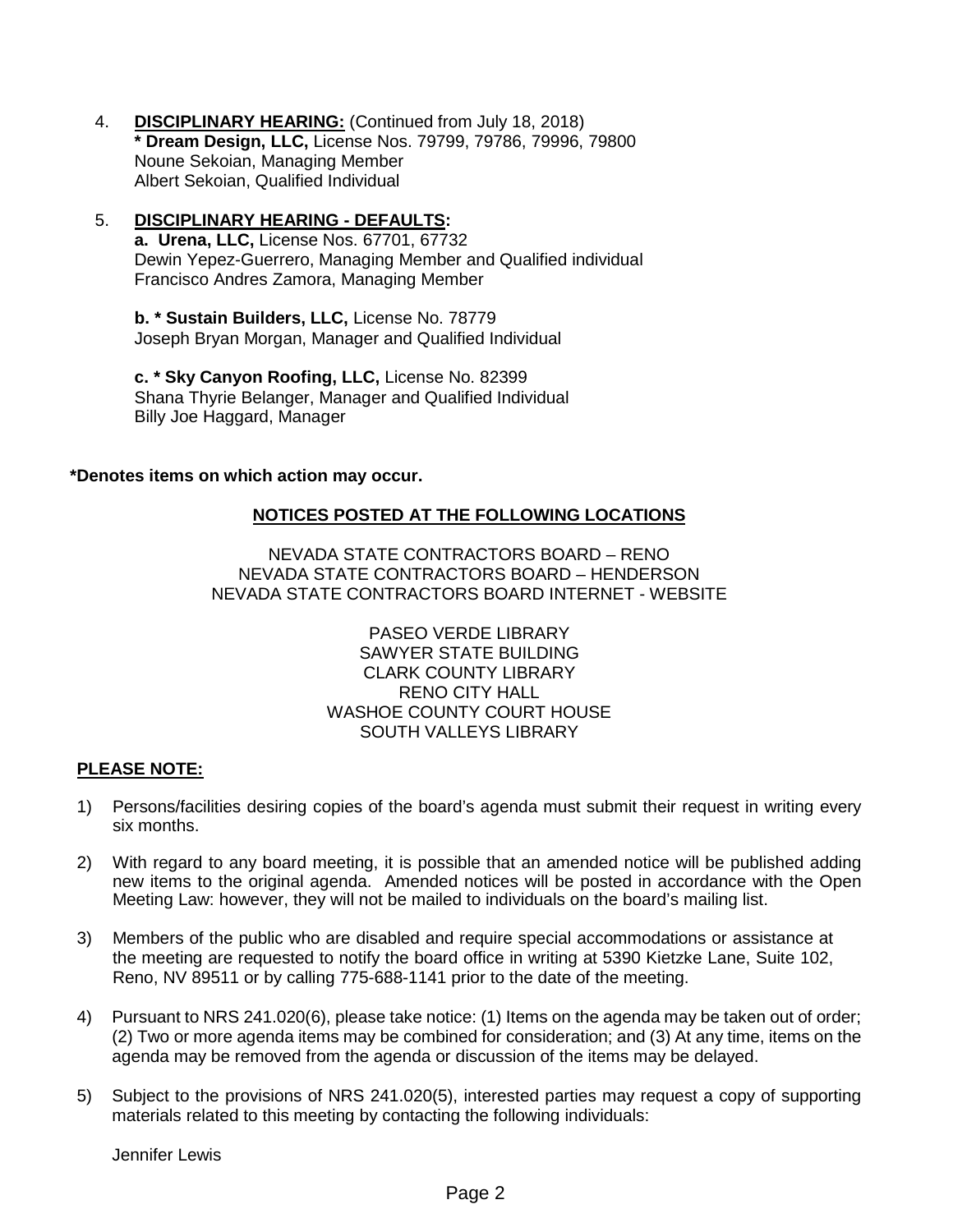4. **DISCIPLINARY HEARING:** (Continued from July 18, 2018)
   **\* Dream Design, LLC,** License Nos. 79799, 79786, 79996, 79800
   Noune Sekoian, Managing Member
   Albert Sekoian, Qualified Individual

5. **DISCIPLINARY HEARING - DEFAULTS:**
   **a. Urena, LLC,** License Nos. 67701, 67732
   Dewin Yepez-Guerrero, Managing Member and Qualified individual
   Francisco Andres Zamora, Managing Member

   **b. \* Sustain Builders, LLC,** License No. 78779
   Joseph Bryan Morgan, Manager and Qualified Individual

   **c. \* Sky Canyon Roofing, LLC,** License No. 82399
   Shana Thyrie Belanger, Manager and Qualified Individual
   Billy Joe Haggard, Manager

**\*Denotes items on which action may occur.**

**NOTICES POSTED AT THE FOLLOWING LOCATIONS**

NEVADA STATE CONTRACTORS BOARD – RENO
NEVADA STATE CONTRACTORS BOARD – HENDERSON
NEVADA STATE CONTRACTORS BOARD INTERNET - WEBSITE

PASEO VERDE LIBRARY
SAWYER STATE BUILDING
CLARK COUNTY LIBRARY
RENO CITY HALL
WASHOE COUNTY COURT HOUSE
SOUTH VALLEYS LIBRARY

**PLEASE NOTE:**

1) Persons/facilities desiring copies of the board's agenda must submit their request in writing every six months.

2) With regard to any board meeting, it is possible that an amended notice will be published adding new items to the original agenda. Amended notices will be posted in accordance with the Open Meeting Law: however, they will not be mailed to individuals on the board's mailing list.

3) Members of the public who are disabled and require special accommodations or assistance at the meeting are requested to notify the board office in writing at 5390 Kietzke Lane, Suite 102, Reno, NV 89511 or by calling 775-688-1141 prior to the date of the meeting.

4) Pursuant to NRS 241.020(6), please take notice: (1) Items on the agenda may be taken out of order; (2) Two or more agenda items may be combined for consideration; and (3) At any time, items on the agenda may be removed from the agenda or discussion of the items may be delayed.

5) Subject to the provisions of NRS 241.020(5), interested parties may request a copy of supporting materials related to this meeting by contacting the following individuals:

   Jennifer Lewis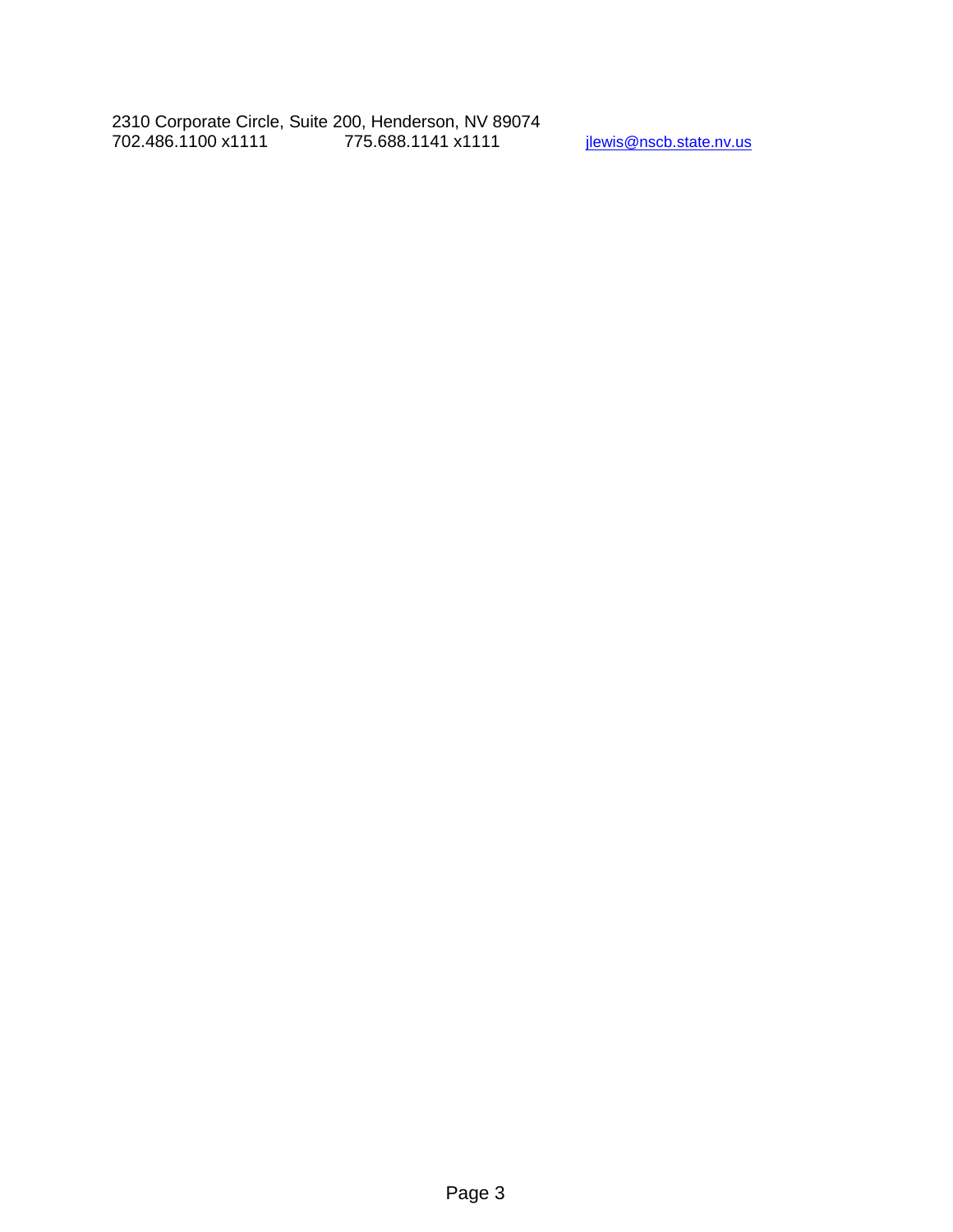2310 Corporate Circle, Suite 200, Henderson, NV 89074
702.486.1100 x1111 775.688.1141 x1111 jlewis@nscb.state.nv.us